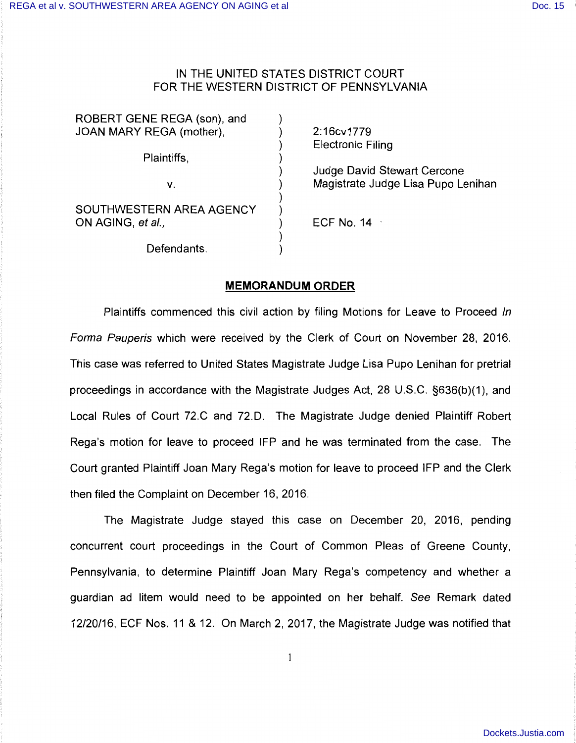IN THE UNITED STATES DISTRICT COURT
FOR THE WESTERN DISTRICT OF PENNSYLVANIA

| | | |
|---|---|---|
| ROBERT GENE REGA (son), and JOAN MARY REGA (mother), | ) | 2:16cv1779 |
| | ) | Electronic Filing |
| Plaintiffs, | ) | |
| | ) | Judge David Stewart Cercone |
| v. | ) | Magistrate Judge Lisa Pupo Lenihan |
| | ) | |
| SOUTHWESTERN AREA AGENCY ON AGING, *et al.*, | ) | ECF No. 14 |
| | ) | |
| Defendants. | ) | |

## MEMORANDUM ORDER

Plaintiffs commenced this civil action by filing Motions for Leave to Proceed *In Forma Pauperis* which were received by the Clerk of Court on November 28, 2016. This case was referred to United States Magistrate Judge Lisa Pupo Lenihan for pretrial proceedings in accordance with the Magistrate Judges Act, 28 U.S.C. §636(b)(1), and Local Rules of Court 72.C and 72.D. The Magistrate Judge denied Plaintiff Robert Rega's motion for leave to proceed IFP and he was terminated from the case. The Court granted Plaintiff Joan Mary Rega's motion for leave to proceed IFP and the Clerk then filed the Complaint on December 16, 2016.

The Magistrate Judge stayed this case on December 20, 2016, pending concurrent court proceedings in the Court of Common Pleas of Greene County, Pennsylvania, to determine Plaintiff Joan Mary Rega's competency and whether a guardian ad litem would need to be appointed on her behalf. *See* Remark dated 12/20/16, ECF Nos. 11 & 12. On March 2, 2017, the Magistrate Judge was notified that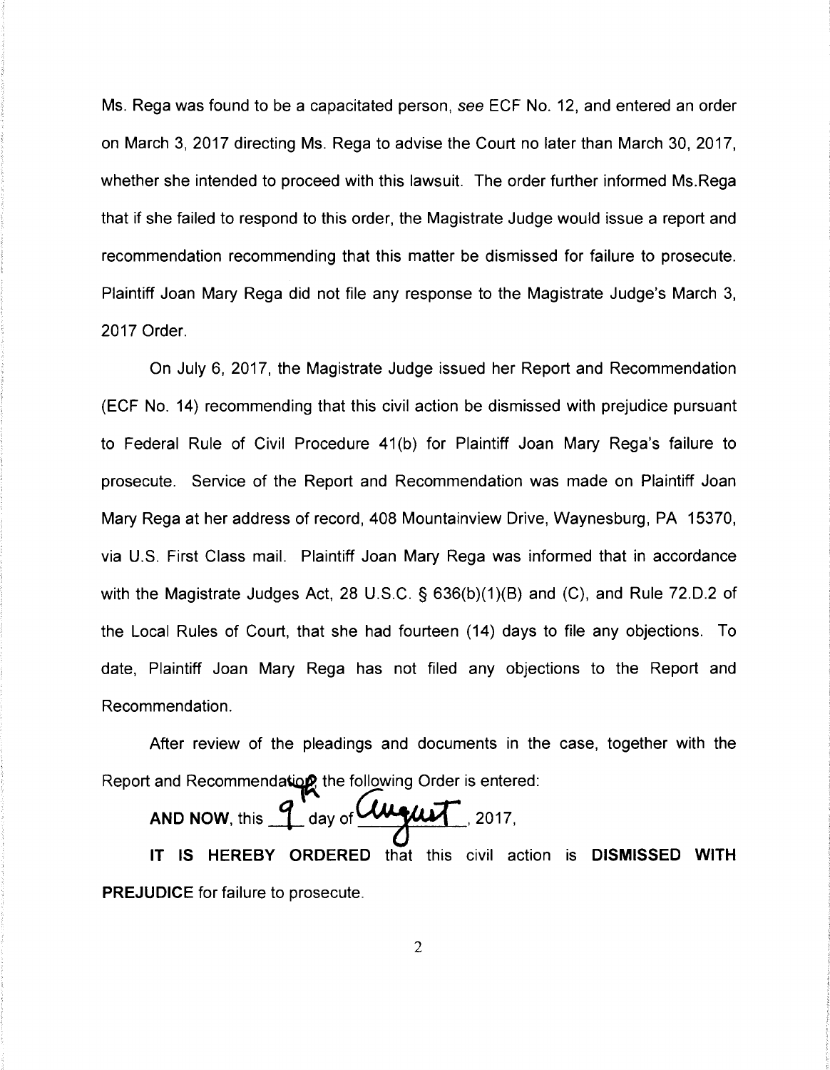Ms. Rega was found to be a capacitated person, *see* ECF No. 12, and entered an order on March 3, 2017 directing Ms. Rega to advise the Court no later than March 30, 2017, whether she intended to proceed with this lawsuit. The order further informed Ms.Rega that if she failed to respond to this order, the Magistrate Judge would issue a report and recommendation recommending that this matter be dismissed for failure to prosecute. Plaintiff Joan Mary Rega did not file any response to the Magistrate Judge's March 3, 2017 Order.

On July 6, 2017, the Magistrate Judge issued her Report and Recommendation (ECF No. 14) recommending that this civil action be dismissed with prejudice pursuant to Federal Rule of Civil Procedure 41(b) for Plaintiff Joan Mary Rega's failure to prosecute. Service of the Report and Recommendation was made on Plaintiff Joan Mary Rega at her address of record, 408 Mountainview Drive, Waynesburg, PA 15370, via U.S. First Class mail. Plaintiff Joan Mary Rega was informed that in accordance with the Magistrate Judges Act, 28 U.S.C. § 636(b)(1)(B) and (C), and Rule 72.D.2 of the Local Rules of Court, that she had fourteen (14) days to file any objections. To date, Plaintiff Joan Mary Rega has not filed any objections to the Report and Recommendation.

After review of the pleadings and documents in the case, together with the Report and Recommendation, the following Order is entered:

**AND NOW**, this 9th day of August, 2017,

**IT IS HEREBY ORDERED** that this civil action is **DISMISSED WITH PREJUDICE** for failure to prosecute.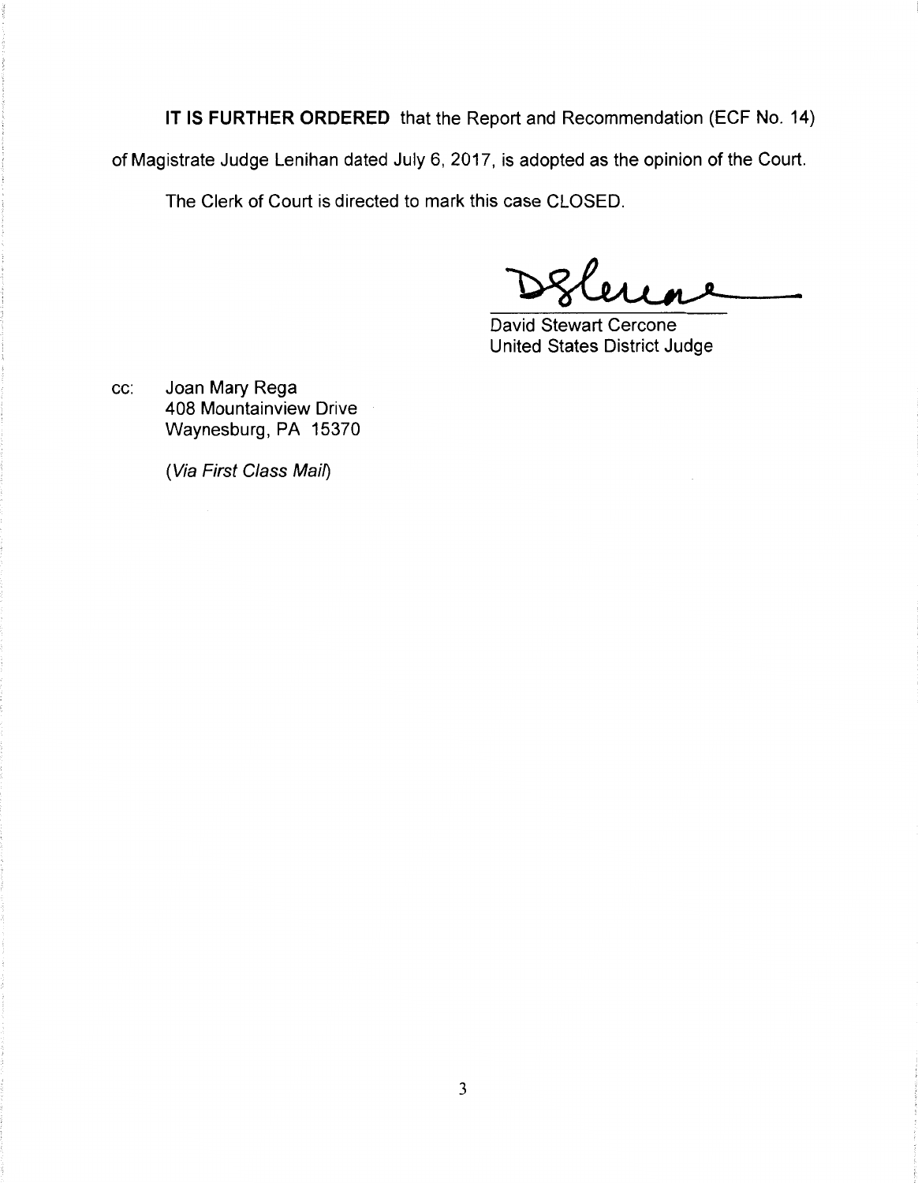**IT IS FURTHER ORDERED** that the Report and Recommendation (ECF No. 14) of Magistrate Judge Lenihan dated July 6, 2017, is adopted as the opinion of the Court.

The Clerk of Court is directed to mark this case CLOSED.

David Stewart Cercone
United States District Judge

cc: Joan Mary Rega
408 Mountainview Drive
Waynesburg, PA 15370

*(Via First Class Mail)*